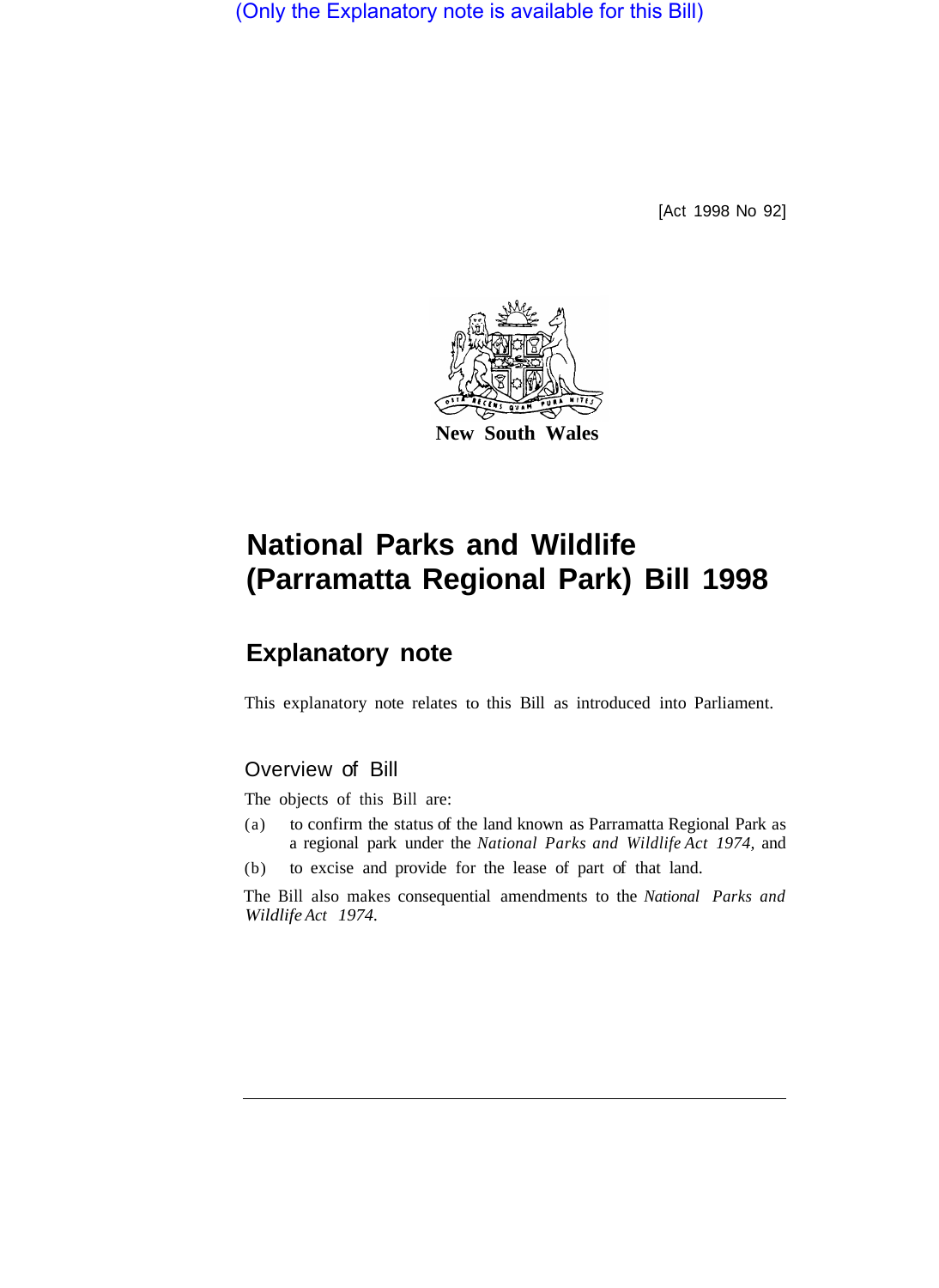(Only the Explanatory note is available for this Bill)

[Act 1998 No 92]

New South Wales

# National Parks and Wildlife (Parramatta Regional Park) Bill 1998

## Explanatory note

This explanatory note relates to this Bill as introduced into Parliament.

### Overview of Bill

The objects of this Bill are:

(a) to confirm the status of the land known as Parramatta Regional Park as a regional park under the *National Parks and Wildlife Act 1974*, and

(b) to excise and provide for the lease of part of that land.

The Bill also makes consequential amendments to the *National Parks and Wildlife Act 1974*.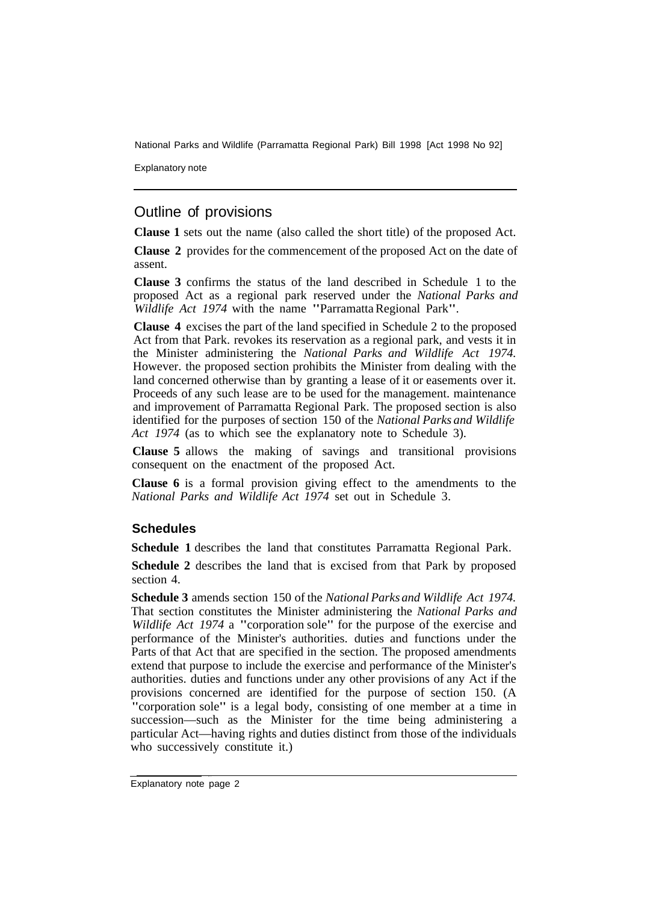## Outline of provisions

**Clause 1** sets out the name (also called the short title) of the proposed Act.

**Clause 2** provides for the commencement of the proposed Act on the date of assent.

**Clause 3** confirms the status of the land described in Schedule 1 to the proposed Act as a regional park reserved under the *National Parks and Wildlife Act 1974* with the name "Parramatta Regional Park".

**Clause 4** excises the part of the land specified in Schedule 2 to the proposed Act from that Park. revokes its reservation as a regional park, and vests it in the Minister administering the *National Parks and Wildlife Act 1974.* However. the proposed section prohibits the Minister from dealing with the land concerned otherwise than by granting a lease of it or easements over it. Proceeds of any such lease are to be used for the management. maintenance and improvement of Parramatta Regional Park. The proposed section is also identified for the purposes of section 150 of the *National Parks and Wildlife Act 1974* (as to which see the explanatory note to Schedule 3).

**Clause 5** allows the making of savings and transitional provisions consequent on the enactment of the proposed Act.

**Clause 6** is a formal provision giving effect to the amendments to the *National Parks and Wildlife Act 1974* set out in Schedule 3.

### Schedules

**Schedule 1** describes the land that constitutes Parramatta Regional Park.

**Schedule 2** describes the land that is excised from that Park by proposed section 4.

**Schedule 3** amends section 150 of the *National Parks and Wildlife Act 1974.* That section constitutes the Minister administering the *National Parks and Wildlife Act 1974* a "corporation sole" for the purpose of the exercise and performance of the Minister's authorities. duties and functions under the Parts of that Act that are specified in the section. The proposed amendments extend that purpose to include the exercise and performance of the Minister's authorities. duties and functions under any other provisions of any Act if the provisions concerned are identified for the purpose of section 150. (A "corporation sole" is a legal body, consisting of one member at a time in succession—such as the Minister for the time being administering a particular Act—having rights and duties distinct from those of the individuals who successively constitute it.)